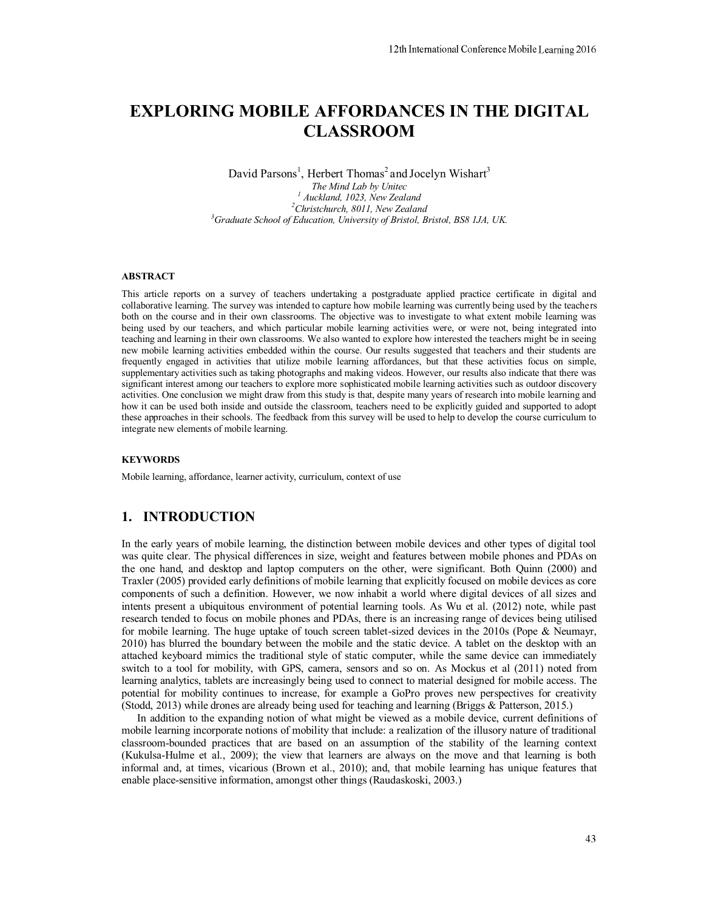# EXPLORING MOBILE AFFORDANCES IN THE DIGITAL CLASSROOM

David Parsons[1], Herbert Thomas[2] and Jocelyn Wishart[3]

*The Mind Lab by Unitec*
*[1] Auckland, 1023, New Zealand*
*[2]Christchurch, 8011, New Zealand*
*[3]Graduate School of Education, University of Bristol, Bristol, BS8 1JA, UK.*

### ABSTRACT

This article reports on a survey of teachers undertaking a postgraduate applied practice certificate in digital and collaborative learning. The survey was intended to capture how mobile learning was currently being used by the teachers both on the course and in their own classrooms. The objective was to investigate to what extent mobile learning was being used by our teachers, and which particular mobile learning activities were, or were not, being integrated into teaching and learning in their own classrooms. We also wanted to explore how interested the teachers might be in seeing new mobile learning activities embedded within the course. Our results suggested that teachers and their students are frequently engaged in activities that utilize mobile learning affordances, but that these activities focus on simple, supplementary activities such as taking photographs and making videos. However, our results also indicate that there was significant interest among our teachers to explore more sophisticated mobile learning activities such as outdoor discovery activities. One conclusion we might draw from this study is that, despite many years of research into mobile learning and how it can be used both inside and outside the classroom, teachers need to be explicitly guided and supported to adopt these approaches in their schools. The feedback from this survey will be used to help to develop the course curriculum to integrate new elements of mobile learning.

### KEYWORDS

Mobile learning, affordance, learner activity, curriculum, context of use

## 1. INTRODUCTION

In the early years of mobile learning, the distinction between mobile devices and other types of digital tool was quite clear. The physical differences in size, weight and features between mobile phones and PDAs on the one hand, and desktop and laptop computers on the other, were significant. Both Quinn (2000) and Traxler (2005) provided early definitions of mobile learning that explicitly focused on mobile devices as core components of such a definition. However, we now inhabit a world where digital devices of all sizes and intents present a ubiquitous environment of potential learning tools. As Wu et al. (2012) note, while past research tended to focus on mobile phones and PDAs, there is an increasing range of devices being utilised for mobile learning. The huge uptake of touch screen tablet-sized devices in the 2010s (Pope & Neumayr, 2010) has blurred the boundary between the mobile and the static device. A tablet on the desktop with an attached keyboard mimics the traditional style of static computer, while the same device can immediately switch to a tool for mobility, with GPS, camera, sensors and so on. As Mockus et al (2011) noted from learning analytics, tablets are increasingly being used to connect to material designed for mobile access. The potential for mobility continues to increase, for example a GoPro proves new perspectives for creativity (Stodd, 2013) while drones are already being used for teaching and learning (Briggs & Patterson, 2015.)

In addition to the expanding notion of what might be viewed as a mobile device, current definitions of mobile learning incorporate notions of mobility that include: a realization of the illusory nature of traditional classroom-bounded practices that are based on an assumption of the stability of the learning context (Kukulsa-Hulme et al., 2009); the view that learners are always on the move and that learning is both informal and, at times, vicarious (Brown et al., 2010); and, that mobile learning has unique features that enable place-sensitive information, amongst other things (Raudaskoski, 2003.)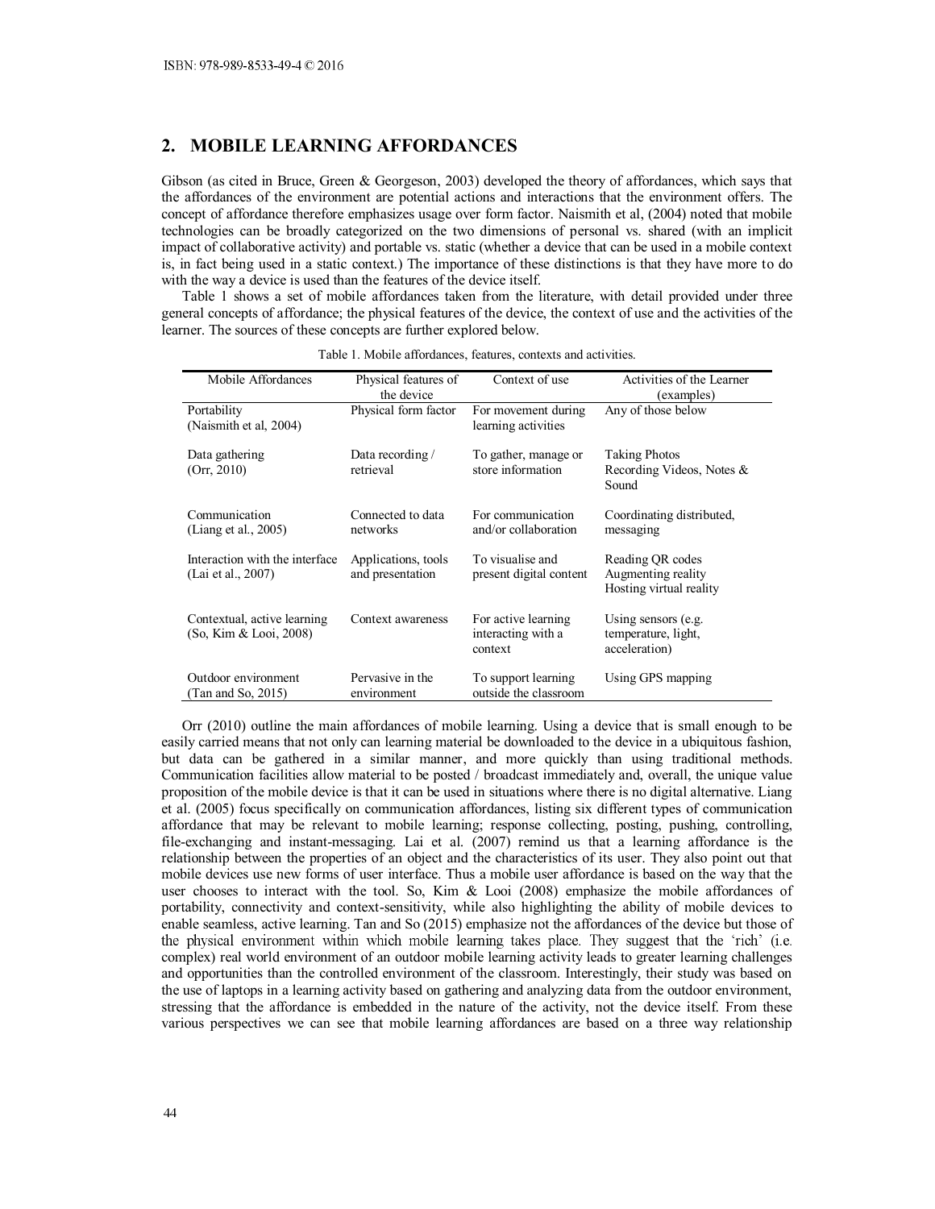## 2. MOBILE LEARNING AFFORDANCES

Gibson (as cited in Bruce, Green & Georgeson, 2003) developed the theory of affordances, which says that the affordances of the environment are potential actions and interactions that the environment offers. The concept of affordance therefore emphasizes usage over form factor. Naismith et al, (2004) noted that mobile technologies can be broadly categorized on the two dimensions of personal vs. shared (with an implicit impact of collaborative activity) and portable vs. static (whether a device that can be used in a mobile context is, in fact being used in a static context.) The importance of these distinctions is that they have more to do with the way a device is used than the features of the device itself.

Table 1 shows a set of mobile affordances taken from the literature, with detail provided under three general concepts of affordance; the physical features of the device, the context of use and the activities of the learner. The sources of these concepts are further explored below.

Table 1. Mobile affordances, features, contexts and activities.

| Mobile Affordances | Physical features of the device | Context of use | Activities of the Learner (examples) |
|---|---|---|---|
| Portability (Naismith et al, 2004) | Physical form factor | For movement during learning activities | Any of those below |
| Data gathering (Orr, 2010) | Data recording / retrieval | To gather, manage or store information | Taking Photos Recording Videos, Notes & Sound |
| Communication (Liang et al., 2005) | Connected to data networks | For communication and/or collaboration | Coordinating distributed, messaging |
| Interaction with the interface (Lai et al., 2007) | Applications, tools and presentation | To visualise and present digital content | Reading QR codes Augmenting reality Hosting virtual reality |
| Contextual, active learning (So, Kim & Looi, 2008) | Context awareness | For active learning interacting with a context | Using sensors (e.g. temperature, light, acceleration) |
| Outdoor environment (Tan and So, 2015) | Pervasive in the environment | To support learning outside the classroom | Using GPS mapping |

Orr (2010) outline the main affordances of mobile learning. Using a device that is small enough to be easily carried means that not only can learning material be downloaded to the device in a ubiquitous fashion, but data can be gathered in a similar manner, and more quickly than using traditional methods. Communication facilities allow material to be posted / broadcast immediately and, overall, the unique value proposition of the mobile device is that it can be used in situations where there is no digital alternative. Liang et al. (2005) focus specifically on communication affordances, listing six different types of communication affordance that may be relevant to mobile learning; response collecting, posting, pushing, controlling, file-exchanging and instant-messaging. Lai et al. (2007) remind us that a learning affordance is the relationship between the properties of an object and the characteristics of its user. They also point out that mobile devices use new forms of user interface. Thus a mobile user affordance is based on the way that the user chooses to interact with the tool. So, Kim & Looi (2008) emphasize the mobile affordances of portability, connectivity and context-sensitivity, while also highlighting the ability of mobile devices to enable seamless, active learning. Tan and So (2015) emphasize not the affordances of the device but those of the physical environment within which mobile learning takes place. They suggest that the 'rich' (i.e. complex) real world environment of an outdoor mobile learning activity leads to greater learning challenges and opportunities than the controlled environment of the classroom. Interestingly, their study was based on the use of laptops in a learning activity based on gathering and analyzing data from the outdoor environment, stressing that the affordance is embedded in the nature of the activity, not the device itself. From these various perspectives we can see that mobile learning affordances are based on a three way relationship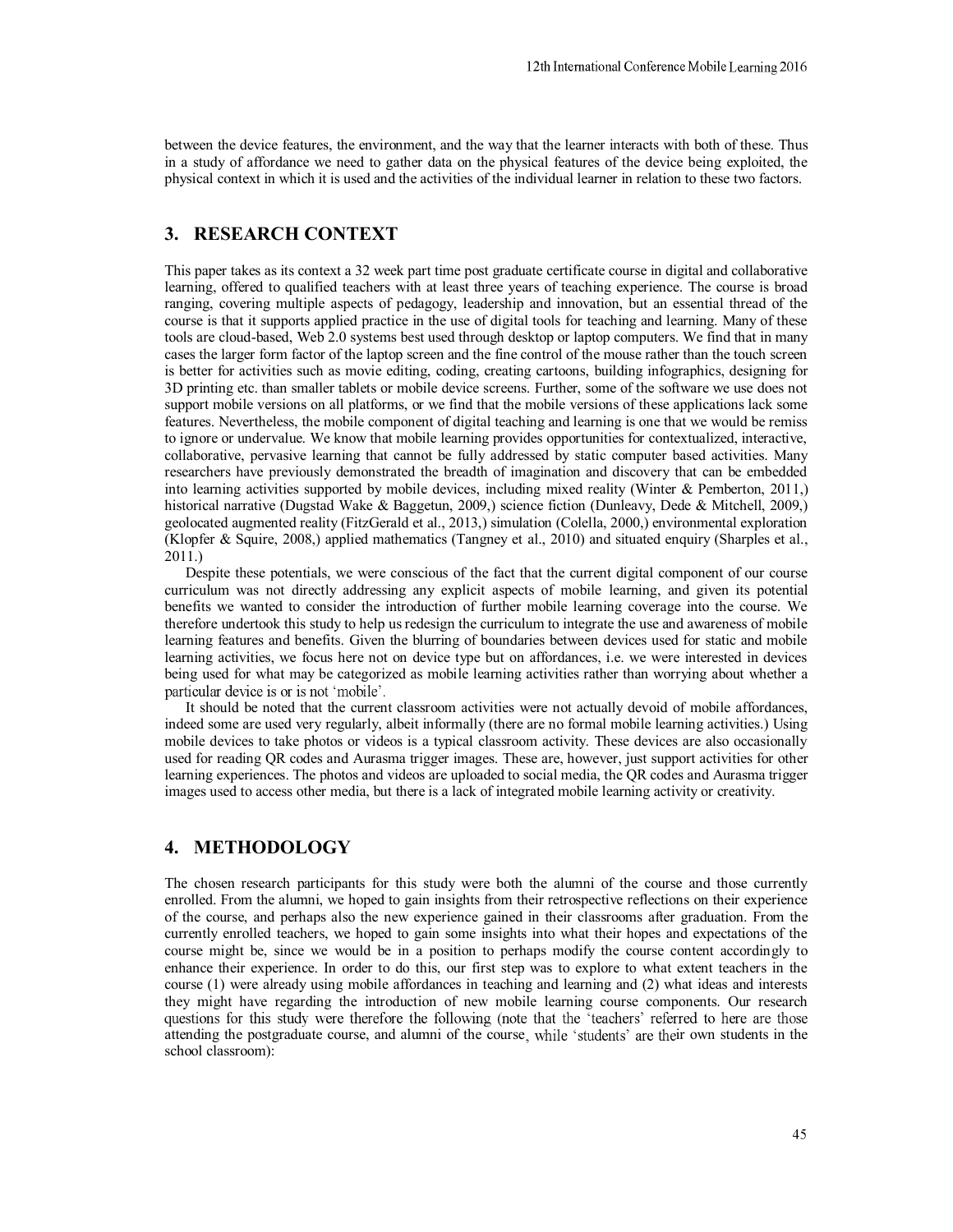between the device features, the environment, and the way that the learner interacts with both of these. Thus in a study of affordance we need to gather data on the physical features of the device being exploited, the physical context in which it is used and the activities of the individual learner in relation to these two factors.

## 3. RESEARCH CONTEXT

This paper takes as its context a 32 week part time post graduate certificate course in digital and collaborative learning, offered to qualified teachers with at least three years of teaching experience. The course is broad ranging, covering multiple aspects of pedagogy, leadership and innovation, but an essential thread of the course is that it supports applied practice in the use of digital tools for teaching and learning. Many of these tools are cloud-based, Web 2.0 systems best used through desktop or laptop computers. We find that in many cases the larger form factor of the laptop screen and the fine control of the mouse rather than the touch screen is better for activities such as movie editing, coding, creating cartoons, building infographics, designing for 3D printing etc. than smaller tablets or mobile device screens. Further, some of the software we use does not support mobile versions on all platforms, or we find that the mobile versions of these applications lack some features. Nevertheless, the mobile component of digital teaching and learning is one that we would be remiss to ignore or undervalue. We know that mobile learning provides opportunities for contextualized, interactive, collaborative, pervasive learning that cannot be fully addressed by static computer based activities. Many researchers have previously demonstrated the breadth of imagination and discovery that can be embedded into learning activities supported by mobile devices, including mixed reality (Winter & Pemberton, 2011,) historical narrative (Dugstad Wake & Baggetun, 2009,) science fiction (Dunleavy, Dede & Mitchell, 2009,) geolocated augmented reality (FitzGerald et al., 2013,) simulation (Colella, 2000,) environmental exploration (Klopfer & Squire, 2008,) applied mathematics (Tangney et al., 2010) and situated enquiry (Sharples et al., 2011.)

Despite these potentials, we were conscious of the fact that the current digital component of our course curriculum was not directly addressing any explicit aspects of mobile learning, and given its potential benefits we wanted to consider the introduction of further mobile learning coverage into the course. We therefore undertook this study to help us redesign the curriculum to integrate the use and awareness of mobile learning features and benefits. Given the blurring of boundaries between devices used for static and mobile learning activities, we focus here not on device type but on affordances, i.e. we were interested in devices being used for what may be categorized as mobile learning activities rather than worrying about whether a particular device is or is not 'mobile'.

It should be noted that the current classroom activities were not actually devoid of mobile affordances, indeed some are used very regularly, albeit informally (there are no formal mobile learning activities.) Using mobile devices to take photos or videos is a typical classroom activity. These devices are also occasionally used for reading QR codes and Aurasma trigger images. These are, however, just support activities for other learning experiences. The photos and videos are uploaded to social media, the QR codes and Aurasma trigger images used to access other media, but there is a lack of integrated mobile learning activity or creativity.

## 4. METHODOLOGY

The chosen research participants for this study were both the alumni of the course and those currently enrolled. From the alumni, we hoped to gain insights from their retrospective reflections on their experience of the course, and perhaps also the new experience gained in their classrooms after graduation. From the currently enrolled teachers, we hoped to gain some insights into what their hopes and expectations of the course might be, since we would be in a position to perhaps modify the course content accordingly to enhance their experience. In order to do this, our first step was to explore to what extent teachers in the course (1) were already using mobile affordances in teaching and learning and (2) what ideas and interests they might have regarding the introduction of new mobile learning course components. Our research questions for this study were therefore the following (note that the 'teachers' referred to here are those attending the postgraduate course, and alumni of the course, while 'students' are their own students in the school classroom):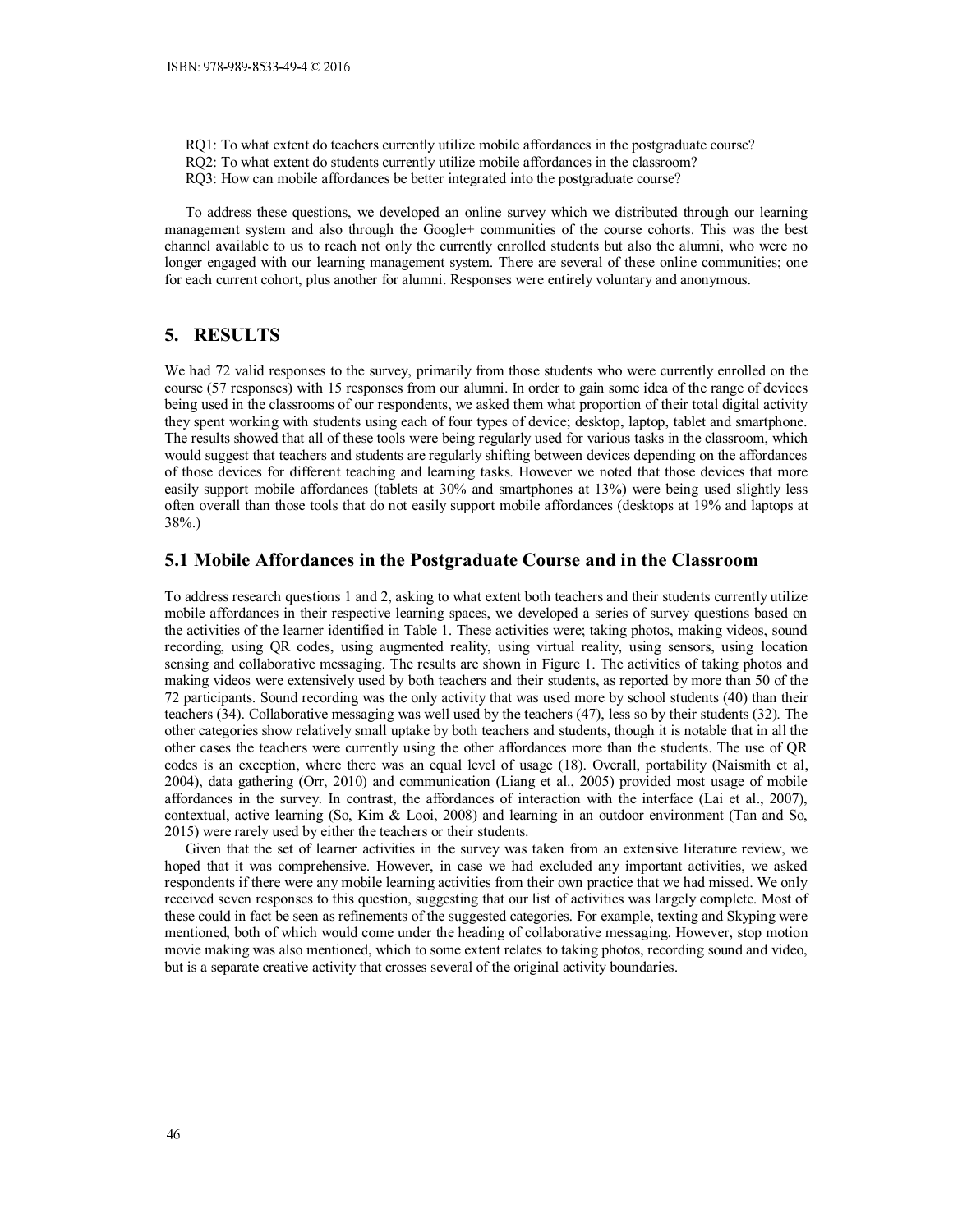RQ1: To what extent do teachers currently utilize mobile affordances in the postgraduate course?
RQ2: To what extent do students currently utilize mobile affordances in the classroom?
RQ3: How can mobile affordances be better integrated into the postgraduate course?

To address these questions, we developed an online survey which we distributed through our learning management system and also through the Google+ communities of the course cohorts. This was the best channel available to us to reach not only the currently enrolled students but also the alumni, who were no longer engaged with our learning management system. There are several of these online communities; one for each current cohort, plus another for alumni. Responses were entirely voluntary and anonymous.

## 5. RESULTS

We had 72 valid responses to the survey, primarily from those students who were currently enrolled on the course (57 responses) with 15 responses from our alumni. In order to gain some idea of the range of devices being used in the classrooms of our respondents, we asked them what proportion of their total digital activity they spent working with students using each of four types of device; desktop, laptop, tablet and smartphone. The results showed that all of these tools were being regularly used for various tasks in the classroom, which would suggest that teachers and students are regularly shifting between devices depending on the affordances of those devices for different teaching and learning tasks. However we noted that those devices that more easily support mobile affordances (tablets at 30% and smartphones at 13%) were being used slightly less often overall than those tools that do not easily support mobile affordances (desktops at 19% and laptops at 38%.)

### 5.1 Mobile Affordances in the Postgraduate Course and in the Classroom

To address research questions 1 and 2, asking to what extent both teachers and their students currently utilize mobile affordances in their respective learning spaces, we developed a series of survey questions based on the activities of the learner identified in Table 1. These activities were; taking photos, making videos, sound recording, using QR codes, using augmented reality, using virtual reality, using sensors, using location sensing and collaborative messaging. The results are shown in Figure 1. The activities of taking photos and making videos were extensively used by both teachers and their students, as reported by more than 50 of the 72 participants. Sound recording was the only activity that was used more by school students (40) than their teachers (34). Collaborative messaging was well used by the teachers (47), less so by their students (32). The other categories show relatively small uptake by both teachers and students, though it is notable that in all the other cases the teachers were currently using the other affordances more than the students. The use of QR codes is an exception, where there was an equal level of usage (18). Overall, portability (Naismith et al, 2004), data gathering (Orr, 2010) and communication (Liang et al., 2005) provided most usage of mobile affordances in the survey. In contrast, the affordances of interaction with the interface (Lai et al., 2007), contextual, active learning (So, Kim & Looi, 2008) and learning in an outdoor environment (Tan and So, 2015) were rarely used by either the teachers or their students.

Given that the set of learner activities in the survey was taken from an extensive literature review, we hoped that it was comprehensive. However, in case we had excluded any important activities, we asked respondents if there were any mobile learning activities from their own practice that we had missed. We only received seven responses to this question, suggesting that our list of activities was largely complete. Most of these could in fact be seen as refinements of the suggested categories. For example, texting and Skyping were mentioned, both of which would come under the heading of collaborative messaging. However, stop motion movie making was also mentioned, which to some extent relates to taking photos, recording sound and video, but is a separate creative activity that crosses several of the original activity boundaries.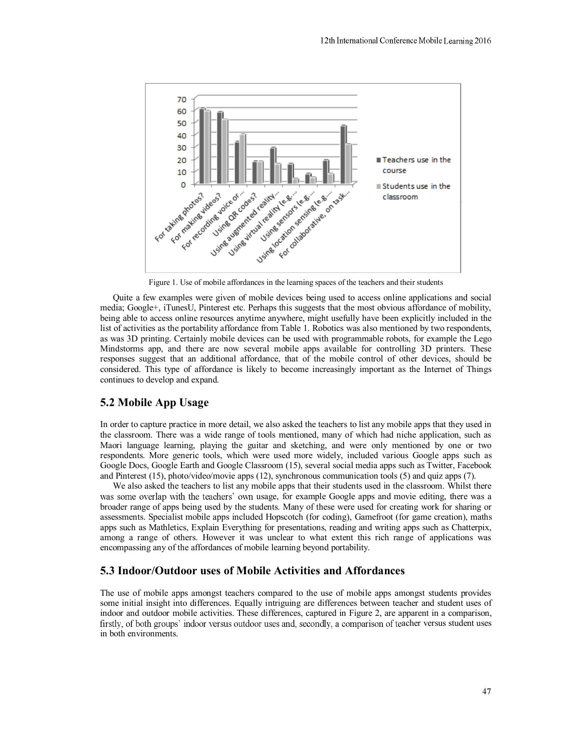Figure 1. Use of mobile affordances in the learning spaces of the teachers and their students

Quite a few examples were given of mobile devices being used to access online applications and social media; Google+, iTunesU, Pinterest etc. Perhaps this suggests that the most obvious affordance of mobility, being able to access online resources anytime anywhere, might usefully have been explicitly included in the list of activities as the portability affordance from Table 1. Robotics was also mentioned by two respondents, as was 3D printing. Certainly mobile devices can be used with programmable robots, for example the Lego Mindstorms app, and there are now several mobile apps available for controlling 3D printers. These responses suggest that an additional affordance, that of the mobile control of other devices, should be considered. This type of affordance is likely to become increasingly important as the Internet of Things continues to develop and expand.

## 5.2 Mobile App Usage

In order to capture practice in more detail, we also asked the teachers to list any mobile apps that they used in the classroom. There was a wide range of tools mentioned, many of which had niche application, such as Maori language learning, playing the guitar and sketching, and were only mentioned by one or two respondents. More generic tools, which were used more widely, included various Google apps such as Google Docs, Google Earth and Google Classroom (15), several social media apps such as Twitter, Facebook and Pinterest (15), photo/video/movie apps (12), synchronous communication tools (5) and quiz apps (7).

We also asked the teachers to list any mobile apps that their students used in the classroom. Whilst there was some overlap with the teachers' own usage, for example Google apps and movie editing, there was a broader range of apps being used by the students. Many of these were used for creating work for sharing or assessments. Specialist mobile apps included Hopscotch (for coding), Gamefroot (for game creation), maths apps such as Mathletics, Explain Everything for presentations, reading and writing apps such as Chatterpix, among a range of others. However it was unclear to what extent this rich range of applications was encompassing any of the affordances of mobile learning beyond portability.

## 5.3 Indoor/Outdoor uses of Mobile Activities and Affordances

The use of mobile apps amongst teachers compared to the use of mobile apps amongst students provides some initial insight into differences. Equally intriguing are differences between teacher and student uses of indoor and outdoor mobile activities. These differences, captured in Figure 2, are apparent in a comparison, firstly, of both groups' indoor versus outdoor uses and, secondly, a comparison of teacher versus student uses in both environments.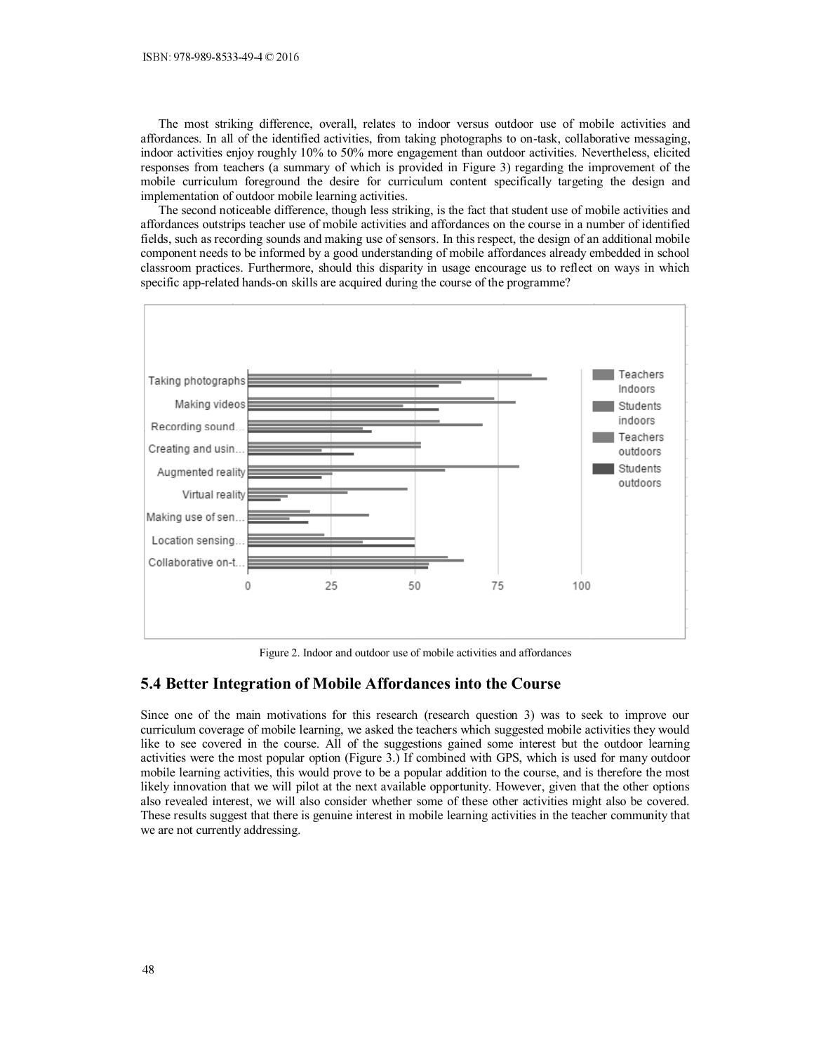The most striking difference, overall, relates to indoor versus outdoor use of mobile activities and affordances. In all of the identified activities, from taking photographs to on-task, collaborative messaging, indoor activities enjoy roughly 10% to 50% more engagement than outdoor activities. Nevertheless, elicited responses from teachers (a summary of which is provided in Figure 3) regarding the improvement of the mobile curriculum foreground the desire for curriculum content specifically targeting the design and implementation of outdoor mobile learning activities.

The second noticeable difference, though less striking, is the fact that student use of mobile activities and affordances outstrips teacher use of mobile activities and affordances on the course in a number of identified fields, such as recording sounds and making use of sensors. In this respect, the design of an additional mobile component needs to be informed by a good understanding of mobile affordances already embedded in school classroom practices. Furthermore, should this disparity in usage encourage us to reflect on ways in which specific app-related hands-on skills are acquired during the course of the programme?

Figure 2. Indoor and outdoor use of mobile activities and affordances

## 5.4 Better Integration of Mobile Affordances into the Course

Since one of the main motivations for this research (research question 3) was to seek to improve our curriculum coverage of mobile learning, we asked the teachers which suggested mobile activities they would like to see covered in the course. All of the suggestions gained some interest but the outdoor learning activities were the most popular option (Figure 3.) If combined with GPS, which is used for many outdoor mobile learning activities, this would prove to be a popular addition to the course, and is therefore the most likely innovation that we will pilot at the next available opportunity. However, given that the other options also revealed interest, we will also consider whether some of these other activities might also be covered. These results suggest that there is genuine interest in mobile learning activities in the teacher community that we are not currently addressing.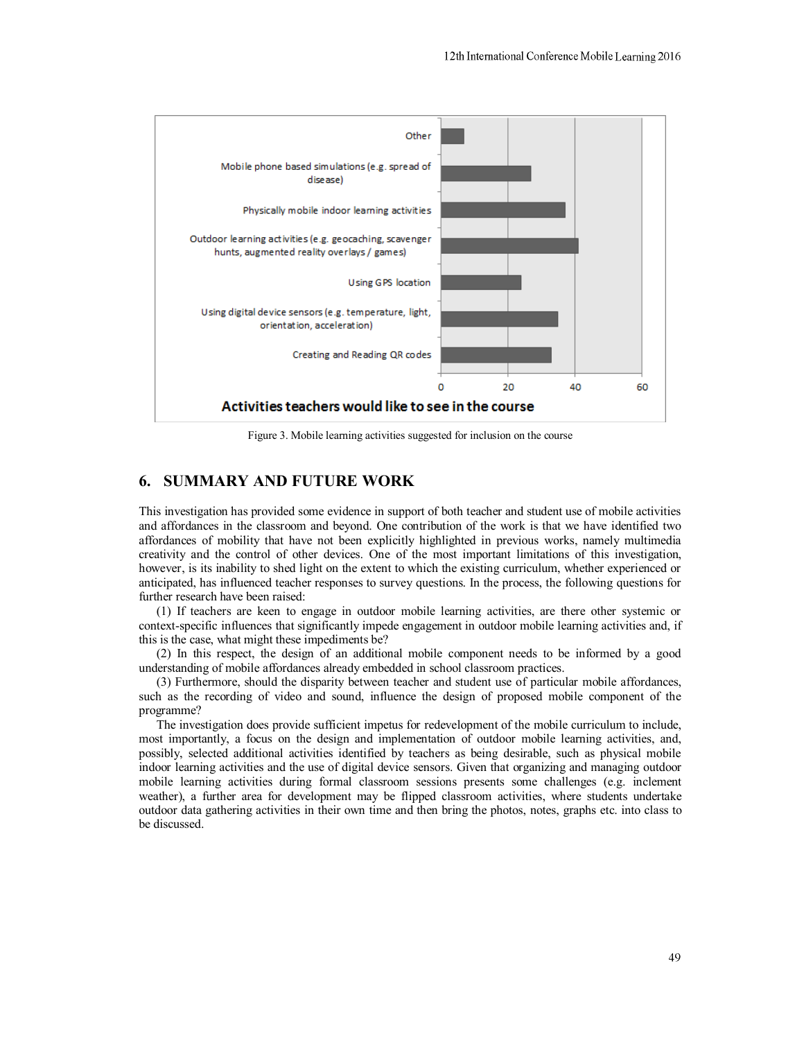Figure 3. Mobile learning activities suggested for inclusion on the course

## 6. SUMMARY AND FUTURE WORK

This investigation has provided some evidence in support of both teacher and student use of mobile activities and affordances in the classroom and beyond. One contribution of the work is that we have identified two affordances of mobility that have not been explicitly highlighted in previous works, namely multimedia creativity and the control of other devices. One of the most important limitations of this investigation, however, is its inability to shed light on the extent to which the existing curriculum, whether experienced or anticipated, has influenced teacher responses to survey questions. In the process, the following questions for further research have been raised:

(1) If teachers are keen to engage in outdoor mobile learning activities, are there other systemic or context-specific influences that significantly impede engagement in outdoor mobile learning activities and, if this is the case, what might these impediments be?

(2) In this respect, the design of an additional mobile component needs to be informed by a good understanding of mobile affordances already embedded in school classroom practices.

(3) Furthermore, should the disparity between teacher and student use of particular mobile affordances, such as the recording of video and sound, influence the design of proposed mobile component of the programme?

The investigation does provide sufficient impetus for redevelopment of the mobile curriculum to include, most importantly, a focus on the design and implementation of outdoor mobile learning activities, and, possibly, selected additional activities identified by teachers as being desirable, such as physical mobile indoor learning activities and the use of digital device sensors. Given that organizing and managing outdoor mobile learning activities during formal classroom sessions presents some challenges (e.g. inclement weather), a further area for development may be flipped classroom activities, where students undertake outdoor data gathering activities in their own time and then bring the photos, notes, graphs etc. into class to be discussed.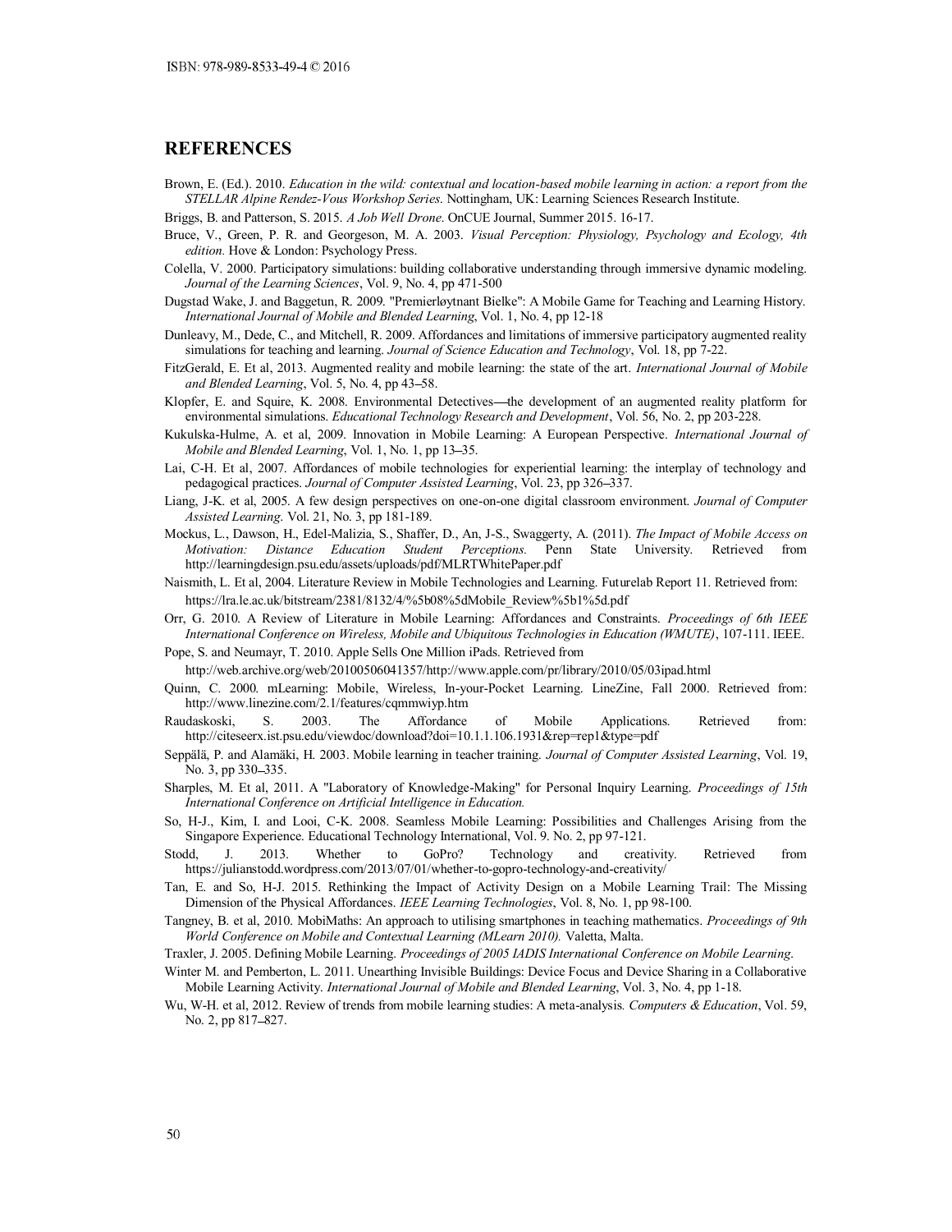## REFERENCES

Brown, E. (Ed.). 2010. *Education in the wild: contextual and location-based mobile learning in action: a report from the STELLAR Alpine Rendez-Vous Workshop Series.* Nottingham, UK: Learning Sciences Research Institute.

Briggs, B. and Patterson, S. 2015. *A Job Well Drone*. OnCUE Journal, Summer 2015. 16-17.

Bruce, V., Green, P. R. and Georgeson, M. A. 2003. *Visual Perception: Physiology, Psychology and Ecology, 4th edition.* Hove & London: Psychology Press.

Colella, V. 2000. Participatory simulations: building collaborative understanding through immersive dynamic modeling. *Journal of the Learning Sciences*, Vol. 9, No. 4, pp 471-500

Dugstad Wake, J. and Baggetun, R. 2009. "Premierløytnant Bielke": A Mobile Game for Teaching and Learning History. *International Journal of Mobile and Blended Learning*, Vol. 1, No. 4, pp 12-18

Dunleavy, M., Dede, C., and Mitchell, R. 2009. Affordances and limitations of immersive participatory augmented reality simulations for teaching and learning. *Journal of Science Education and Technology*, Vol. 18, pp 7-22.

FitzGerald, E. Et al, 2013. Augmented reality and mobile learning: the state of the art. *International Journal of Mobile and Blended Learning*, Vol. 5, No. 4, pp 43–58.

Klopfer, E. and Squire, K. 2008. Environmental Detectives—the development of an augmented reality platform for environmental simulations. *Educational Technology Research and Development*, Vol. 56, No. 2, pp 203-228.

Kukulska-Hulme, A. et al, 2009. Innovation in Mobile Learning: A European Perspective. *International Journal of Mobile and Blended Learning*, Vol. 1, No. 1, pp 13–35.

Lai, C-H. Et al, 2007. Affordances of mobile technologies for experiential learning: the interplay of technology and pedagogical practices. *Journal of Computer Assisted Learning*, Vol. 23, pp 326–337.

Liang, J-K. et al, 2005. A few design perspectives on one-on-one digital classroom environment. *Journal of Computer Assisted Learning.* Vol. 21, No. 3, pp 181-189.

Mockus, L., Dawson, H., Edel-Malizia, S., Shaffer, D., An, J-S., Swaggerty, A. (2011). *The Impact of Mobile Access on Motivation: Distance Education Student Perceptions.* Penn State University. Retrieved from http://learningdesign.psu.edu/assets/uploads/pdf/MLRTWhitePaper.pdf

Naismith, L. Et al, 2004. Literature Review in Mobile Technologies and Learning. Futurelab Report 11. Retrieved from: https://lra.le.ac.uk/bitstream/2381/8132/4/%5b08%5dMobile_Review%5b1%5d.pdf

Orr, G. 2010. A Review of Literature in Mobile Learning: Affordances and Constraints. *Proceedings of 6th IEEE International Conference on Wireless, Mobile and Ubiquitous Technologies in Education (WMUTE)*, 107-111. IEEE.

Pope, S. and Neumayr, T. 2010. Apple Sells One Million iPads. Retrieved from http://web.archive.org/web/20100506041357/http://www.apple.com/pr/library/2010/05/03ipad.html

Quinn, C. 2000. mLearning: Mobile, Wireless, In-your-Pocket Learning. LineZine, Fall 2000. Retrieved from: http://www.linezine.com/2.1/features/cqmmwiyp.htm

Raudaskoski, S. 2003. The Affordance of Mobile Applications. Retrieved from: http://citeseerx.ist.psu.edu/viewdoc/download?doi=10.1.1.106.1931&rep=rep1&type=pdf

Seppälä, P. and Alamäki, H. 2003. Mobile learning in teacher training. *Journal of Computer Assisted Learning*, Vol. 19, No. 3, pp 330–335.

Sharples, M. Et al, 2011. A "Laboratory of Knowledge-Making" for Personal Inquiry Learning. *Proceedings of 15th International Conference on Artificial Intelligence in Education.*

So, H-J., Kim, I. and Looi, C-K. 2008. Seamless Mobile Learning: Possibilities and Challenges Arising from the Singapore Experience. Educational Technology International, Vol. 9. No. 2, pp 97-121.

Stodd, J. 2013. Whether to GoPro? Technology and creativity. Retrieved from https://julianstodd.wordpress.com/2013/07/01/whether-to-gopro-technology-and-creativity/

Tan, E. and So, H-J. 2015. Rethinking the Impact of Activity Design on a Mobile Learning Trail: The Missing Dimension of the Physical Affordances. *IEEE Learning Technologies*, Vol. 8, No. 1, pp 98-100.

Tangney, B. et al, 2010. MobiMaths: An approach to utilising smartphones in teaching mathematics. *Proceedings of 9th World Conference on Mobile and Contextual Learning (MLearn 2010).* Valetta, Malta.

Traxler, J. 2005. Defining Mobile Learning. *Proceedings of 2005 IADIS International Conference on Mobile Learning.*

Winter M. and Pemberton, L. 2011. Unearthing Invisible Buildings: Device Focus and Device Sharing in a Collaborative Mobile Learning Activity. *International Journal of Mobile and Blended Learning*, Vol. 3, No. 4, pp 1-18.

Wu, W-H. et al, 2012. Review of trends from mobile learning studies: A meta-analysis. *Computers & Education*, Vol. 59, No. 2, pp 817–827.